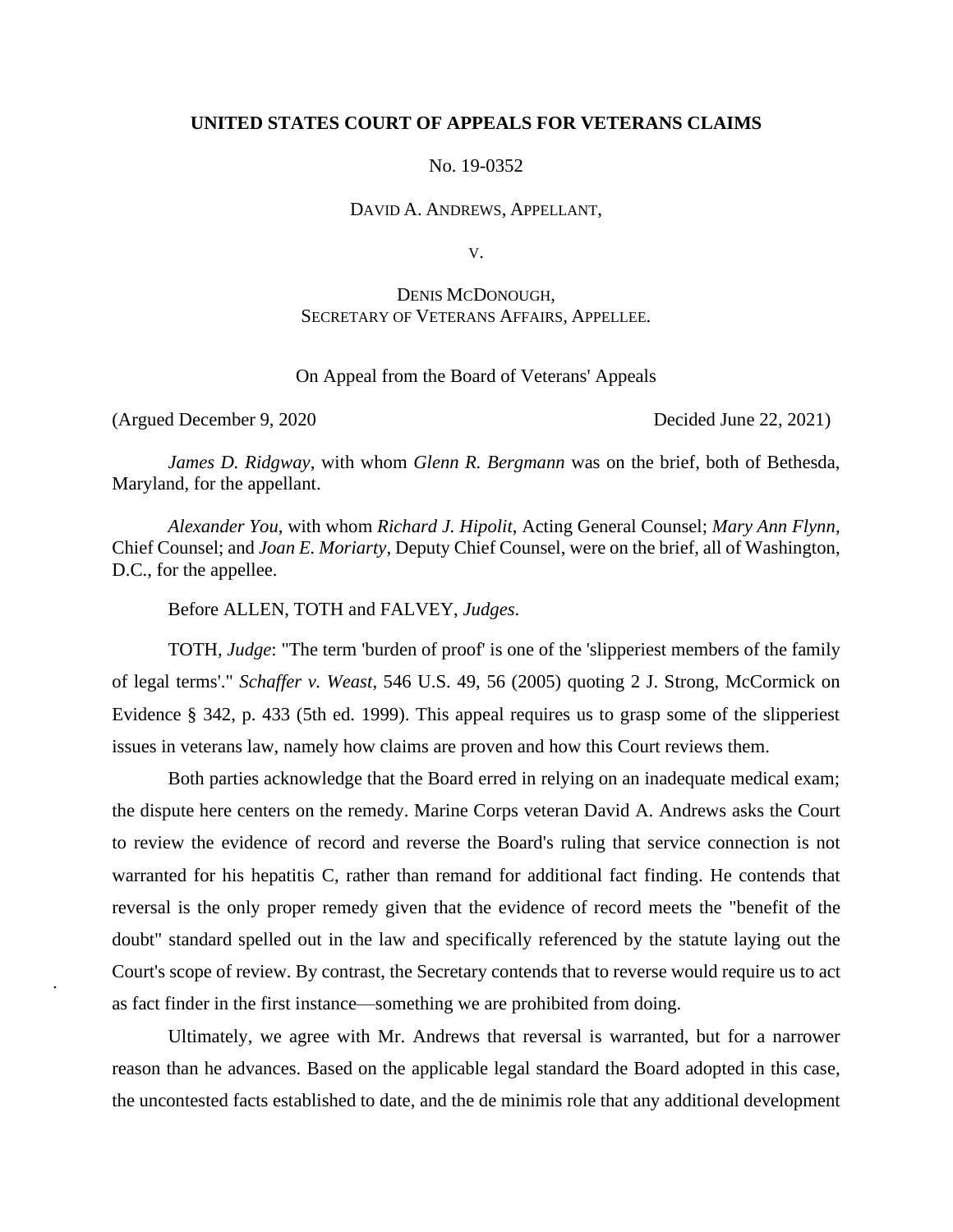**UNITED STATES COURT OF APPEALS FOR VETERANS CLAIMS**

No. 19-0352

DAVID A. ANDREWS, APPELLANT,

V.

DENIS MCDONOUGH,
SECRETARY OF VETERANS AFFAIRS, APPELLEE.

On Appeal from the Board of Veterans' Appeals

(Argued December 9, 2020 Decided June 22, 2021)

*James D. Ridgway*, with whom *Glenn R. Bergmann* was on the brief, both of Bethesda, Maryland, for the appellant.

*Alexander You*, with whom *Richard J. Hipolit*, Acting General Counsel; *Mary Ann Flynn*, Chief Counsel; and *Joan E. Moriarty*, Deputy Chief Counsel, were on the brief, all of Washington, D.C., for the appellee.

Before ALLEN, TOTH and FALVEY, *Judges*.

TOTH, *Judge*: "The term 'burden of proof' is one of the 'slipperiest members of the family of legal terms'." *Schaffer v. Weast*, 546 U.S. 49, 56 (2005) quoting 2 J. Strong, McCormick on Evidence § 342, p. 433 (5th ed. 1999). This appeal requires us to grasp some of the slipperiest issues in veterans law, namely how claims are proven and how this Court reviews them.

Both parties acknowledge that the Board erred in relying on an inadequate medical exam; the dispute here centers on the remedy. Marine Corps veteran David A. Andrews asks the Court to review the evidence of record and reverse the Board's ruling that service connection is not warranted for his hepatitis C, rather than remand for additional fact finding. He contends that reversal is the only proper remedy given that the evidence of record meets the "benefit of the doubt" standard spelled out in the law and specifically referenced by the statute laying out the Court's scope of review. By contrast, the Secretary contends that to reverse would require us to act as fact finder in the first instance—something we are prohibited from doing.

Ultimately, we agree with Mr. Andrews that reversal is warranted, but for a narrower reason than he advances. Based on the applicable legal standard the Board adopted in this case, the uncontested facts established to date, and the de minimis role that any additional development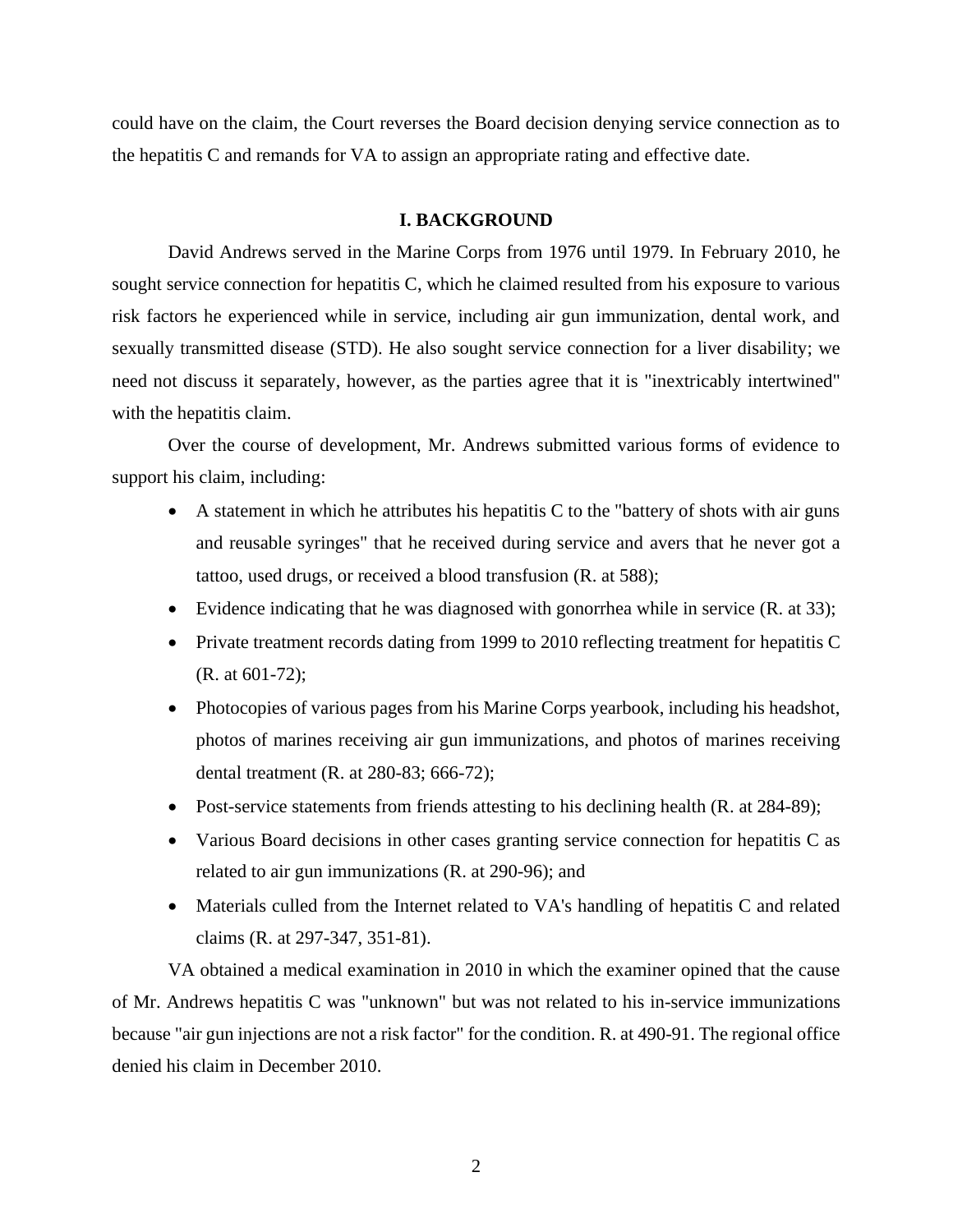could have on the claim, the Court reverses the Board decision denying service connection as to the hepatitis C and remands for VA to assign an appropriate rating and effective date.

## I. BACKGROUND

David Andrews served in the Marine Corps from 1976 until 1979. In February 2010, he sought service connection for hepatitis C, which he claimed resulted from his exposure to various risk factors he experienced while in service, including air gun immunization, dental work, and sexually transmitted disease (STD). He also sought service connection for a liver disability; we need not discuss it separately, however, as the parties agree that it is "inextricably intertwined" with the hepatitis claim.

Over the course of development, Mr. Andrews submitted various forms of evidence to support his claim, including:

- A statement in which he attributes his hepatitis C to the "battery of shots with air guns and reusable syringes" that he received during service and avers that he never got a tattoo, used drugs, or received a blood transfusion (R. at 588);
- Evidence indicating that he was diagnosed with gonorrhea while in service (R. at 33);
- Private treatment records dating from 1999 to 2010 reflecting treatment for hepatitis C (R. at 601-72);
- Photocopies of various pages from his Marine Corps yearbook, including his headshot, photos of marines receiving air gun immunizations, and photos of marines receiving dental treatment (R. at 280-83; 666-72);
- Post-service statements from friends attesting to his declining health (R. at 284-89);
- Various Board decisions in other cases granting service connection for hepatitis C as related to air gun immunizations (R. at 290-96); and
- Materials culled from the Internet related to VA's handling of hepatitis C and related claims (R. at 297-347, 351-81).

VA obtained a medical examination in 2010 in which the examiner opined that the cause of Mr. Andrews hepatitis C was "unknown" but was not related to his in-service immunizations because "air gun injections are not a risk factor" for the condition. R. at 490-91. The regional office denied his claim in December 2010.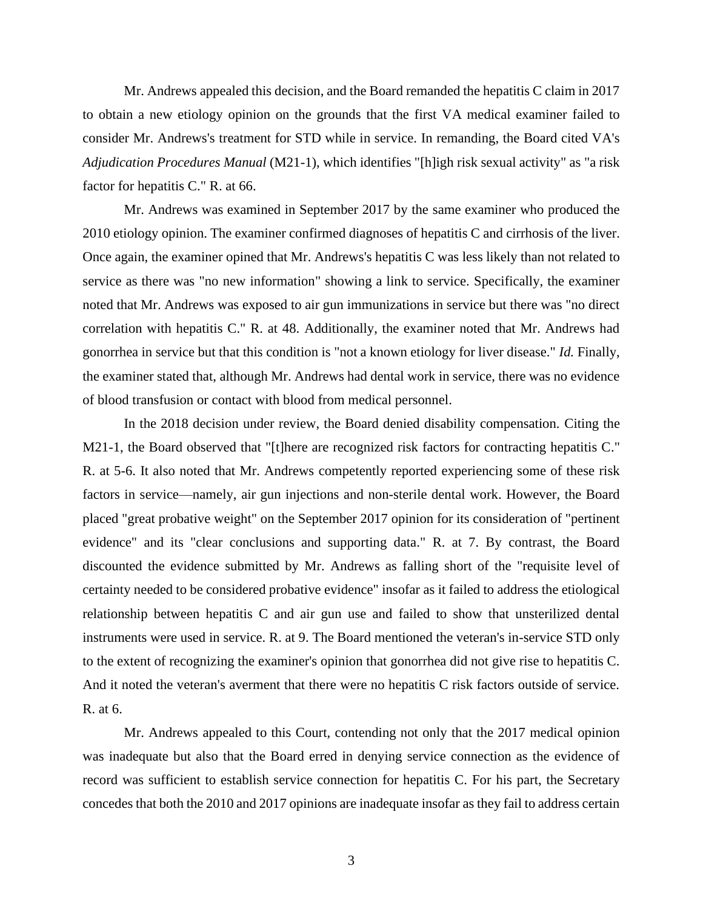Mr. Andrews appealed this decision, and the Board remanded the hepatitis C claim in 2017 to obtain a new etiology opinion on the grounds that the first VA medical examiner failed to consider Mr. Andrews's treatment for STD while in service. In remanding, the Board cited VA's *Adjudication Procedures Manual* (M21-1), which identifies "[h]igh risk sexual activity" as "a risk factor for hepatitis C." R. at 66.

Mr. Andrews was examined in September 2017 by the same examiner who produced the 2010 etiology opinion. The examiner confirmed diagnoses of hepatitis C and cirrhosis of the liver. Once again, the examiner opined that Mr. Andrews's hepatitis C was less likely than not related to service as there was "no new information" showing a link to service. Specifically, the examiner noted that Mr. Andrews was exposed to air gun immunizations in service but there was "no direct correlation with hepatitis C." R. at 48. Additionally, the examiner noted that Mr. Andrews had gonorrhea in service but that this condition is "not a known etiology for liver disease." *Id.* Finally, the examiner stated that, although Mr. Andrews had dental work in service, there was no evidence of blood transfusion or contact with blood from medical personnel.

In the 2018 decision under review, the Board denied disability compensation. Citing the M21-1, the Board observed that "[t]here are recognized risk factors for contracting hepatitis C." R. at 5-6. It also noted that Mr. Andrews competently reported experiencing some of these risk factors in service—namely, air gun injections and non-sterile dental work. However, the Board placed "great probative weight" on the September 2017 opinion for its consideration of "pertinent evidence" and its "clear conclusions and supporting data." R. at 7. By contrast, the Board discounted the evidence submitted by Mr. Andrews as falling short of the "requisite level of certainty needed to be considered probative evidence" insofar as it failed to address the etiological relationship between hepatitis C and air gun use and failed to show that unsterilized dental instruments were used in service. R. at 9. The Board mentioned the veteran's in-service STD only to the extent of recognizing the examiner's opinion that gonorrhea did not give rise to hepatitis C. And it noted the veteran's averment that there were no hepatitis C risk factors outside of service. R. at 6.

Mr. Andrews appealed to this Court, contending not only that the 2017 medical opinion was inadequate but also that the Board erred in denying service connection as the evidence of record was sufficient to establish service connection for hepatitis C. For his part, the Secretary concedes that both the 2010 and 2017 opinions are inadequate insofar as they fail to address certain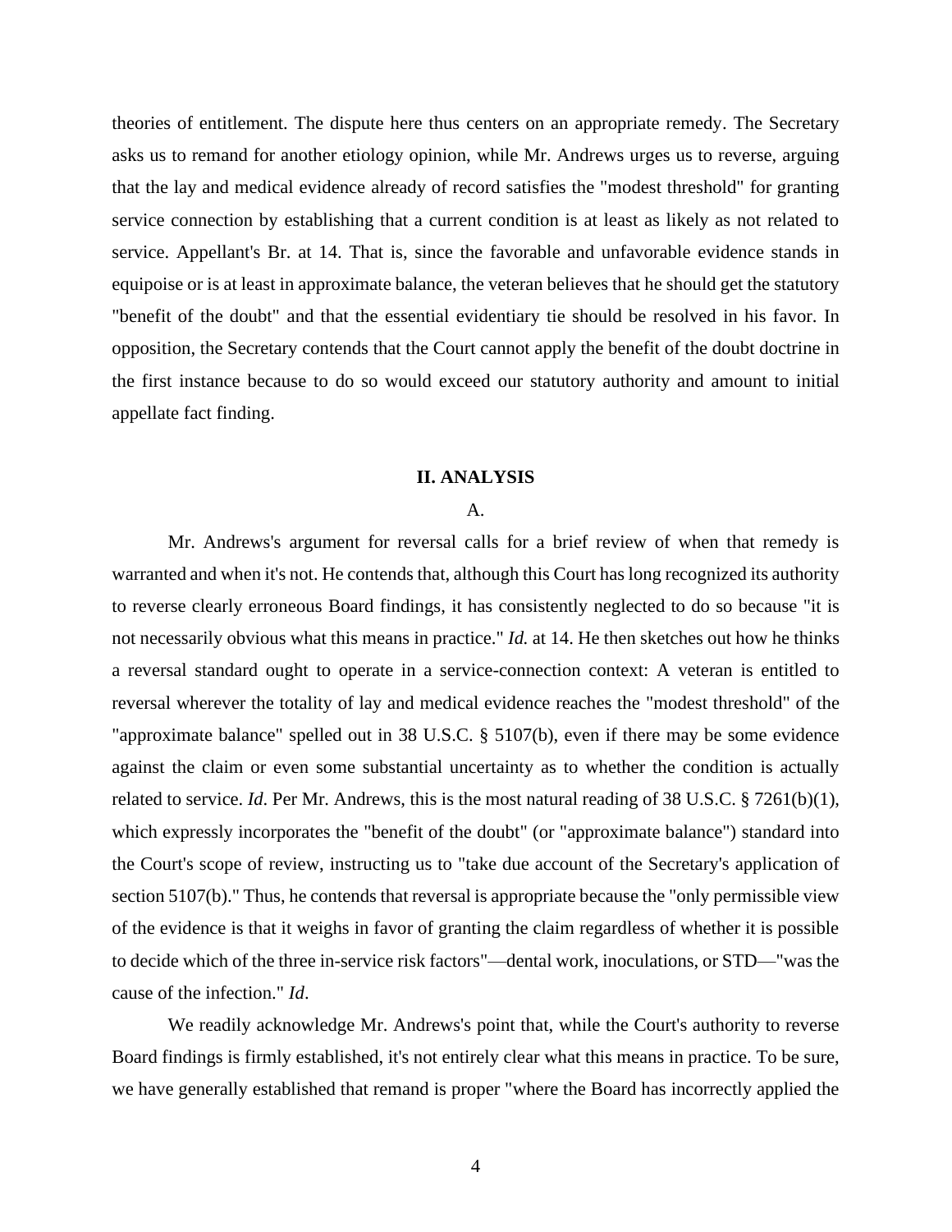theories of entitlement. The dispute here thus centers on an appropriate remedy. The Secretary asks us to remand for another etiology opinion, while Mr. Andrews urges us to reverse, arguing that the lay and medical evidence already of record satisfies the "modest threshold" for granting service connection by establishing that a current condition is at least as likely as not related to service. Appellant's Br. at 14. That is, since the favorable and unfavorable evidence stands in equipoise or is at least in approximate balance, the veteran believes that he should get the statutory "benefit of the doubt" and that the essential evidentiary tie should be resolved in his favor. In opposition, the Secretary contends that the Court cannot apply the benefit of the doubt doctrine in the first instance because to do so would exceed our statutory authority and amount to initial appellate fact finding.

## II. ANALYSIS

### A.

Mr. Andrews's argument for reversal calls for a brief review of when that remedy is warranted and when it's not. He contends that, although this Court has long recognized its authority to reverse clearly erroneous Board findings, it has consistently neglected to do so because "it is not necessarily obvious what this means in practice." *Id.* at 14. He then sketches out how he thinks a reversal standard ought to operate in a service-connection context: A veteran is entitled to reversal wherever the totality of lay and medical evidence reaches the "modest threshold" of the "approximate balance" spelled out in 38 U.S.C. § 5107(b), even if there may be some evidence against the claim or even some substantial uncertainty as to whether the condition is actually related to service. *Id*. Per Mr. Andrews, this is the most natural reading of 38 U.S.C. § 7261(b)(1), which expressly incorporates the "benefit of the doubt" (or "approximate balance") standard into the Court's scope of review, instructing us to "take due account of the Secretary's application of section 5107(b)." Thus, he contends that reversal is appropriate because the "only permissible view of the evidence is that it weighs in favor of granting the claim regardless of whether it is possible to decide which of the three in-service risk factors"—dental work, inoculations, or STD—"was the cause of the infection." *Id*.

We readily acknowledge Mr. Andrews's point that, while the Court's authority to reverse Board findings is firmly established, it's not entirely clear what this means in practice. To be sure, we have generally established that remand is proper "where the Board has incorrectly applied the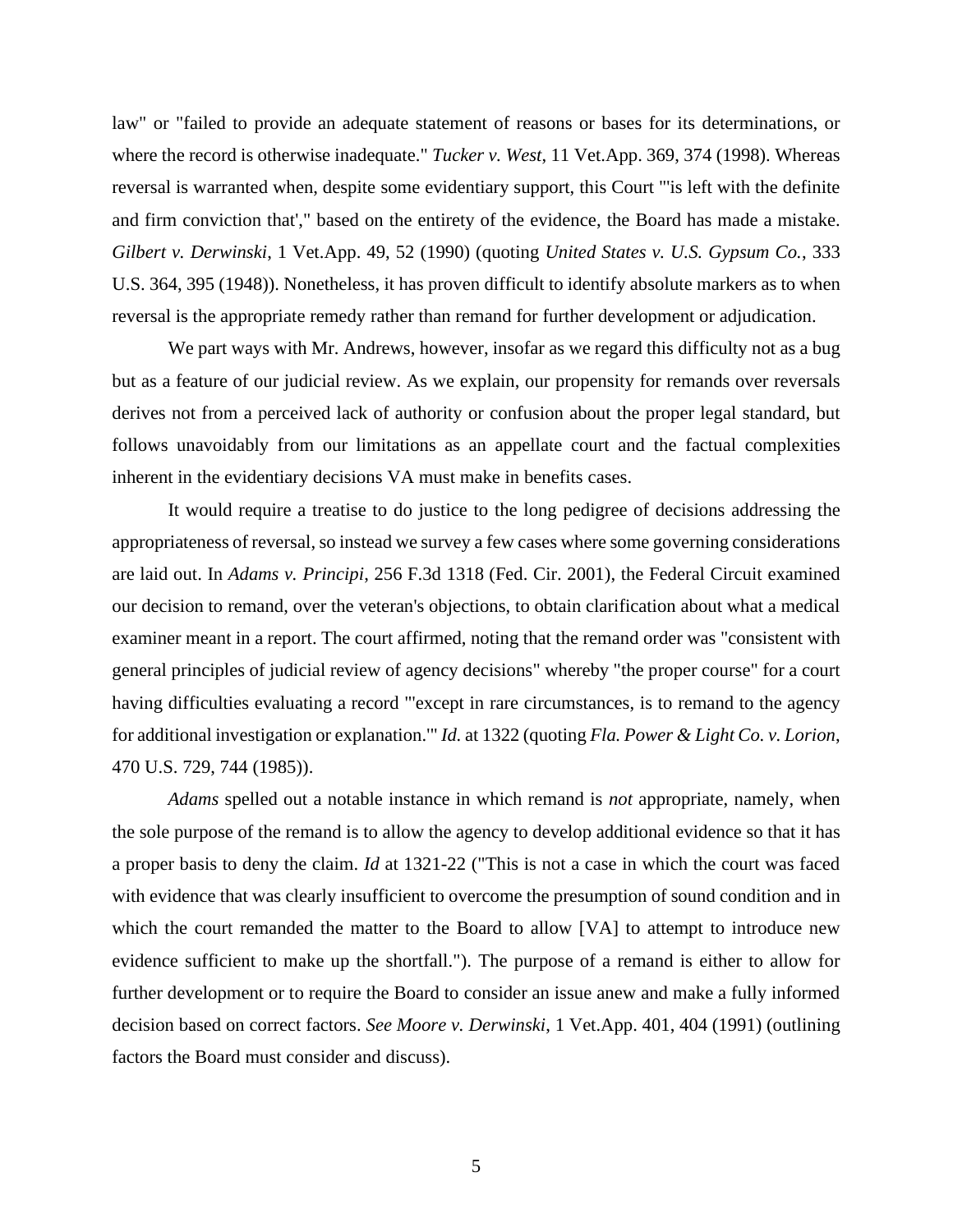law" or "failed to provide an adequate statement of reasons or bases for its determinations, or where the record is otherwise inadequate." *Tucker v. West*, 11 Vet.App. 369, 374 (1998). Whereas reversal is warranted when, despite some evidentiary support, this Court "'is left with the definite and firm conviction that'," based on the entirety of the evidence, the Board has made a mistake. *Gilbert v. Derwinski*, 1 Vet.App. 49, 52 (1990) (quoting *United States v. U.S. Gypsum Co.*, 333 U.S. 364, 395 (1948)). Nonetheless, it has proven difficult to identify absolute markers as to when reversal is the appropriate remedy rather than remand for further development or adjudication.

We part ways with Mr. Andrews, however, insofar as we regard this difficulty not as a bug but as a feature of our judicial review. As we explain, our propensity for remands over reversals derives not from a perceived lack of authority or confusion about the proper legal standard, but follows unavoidably from our limitations as an appellate court and the factual complexities inherent in the evidentiary decisions VA must make in benefits cases.

It would require a treatise to do justice to the long pedigree of decisions addressing the appropriateness of reversal, so instead we survey a few cases where some governing considerations are laid out. In *Adams v. Principi*, 256 F.3d 1318 (Fed. Cir. 2001), the Federal Circuit examined our decision to remand, over the veteran's objections, to obtain clarification about what a medical examiner meant in a report. The court affirmed, noting that the remand order was "consistent with general principles of judicial review of agency decisions" whereby "the proper course" for a court having difficulties evaluating a record "'except in rare circumstances, is to remand to the agency for additional investigation or explanation.'" *Id.* at 1322 (quoting *Fla. Power & Light Co. v. Lorion*, 470 U.S. 729, 744 (1985)).

*Adams* spelled out a notable instance in which remand is *not* appropriate, namely, when the sole purpose of the remand is to allow the agency to develop additional evidence so that it has a proper basis to deny the claim. *Id* at 1321-22 ("This is not a case in which the court was faced with evidence that was clearly insufficient to overcome the presumption of sound condition and in which the court remanded the matter to the Board to allow [VA] to attempt to introduce new evidence sufficient to make up the shortfall."). The purpose of a remand is either to allow for further development or to require the Board to consider an issue anew and make a fully informed decision based on correct factors. *See Moore v. Derwinski*, 1 Vet.App. 401, 404 (1991) (outlining factors the Board must consider and discuss).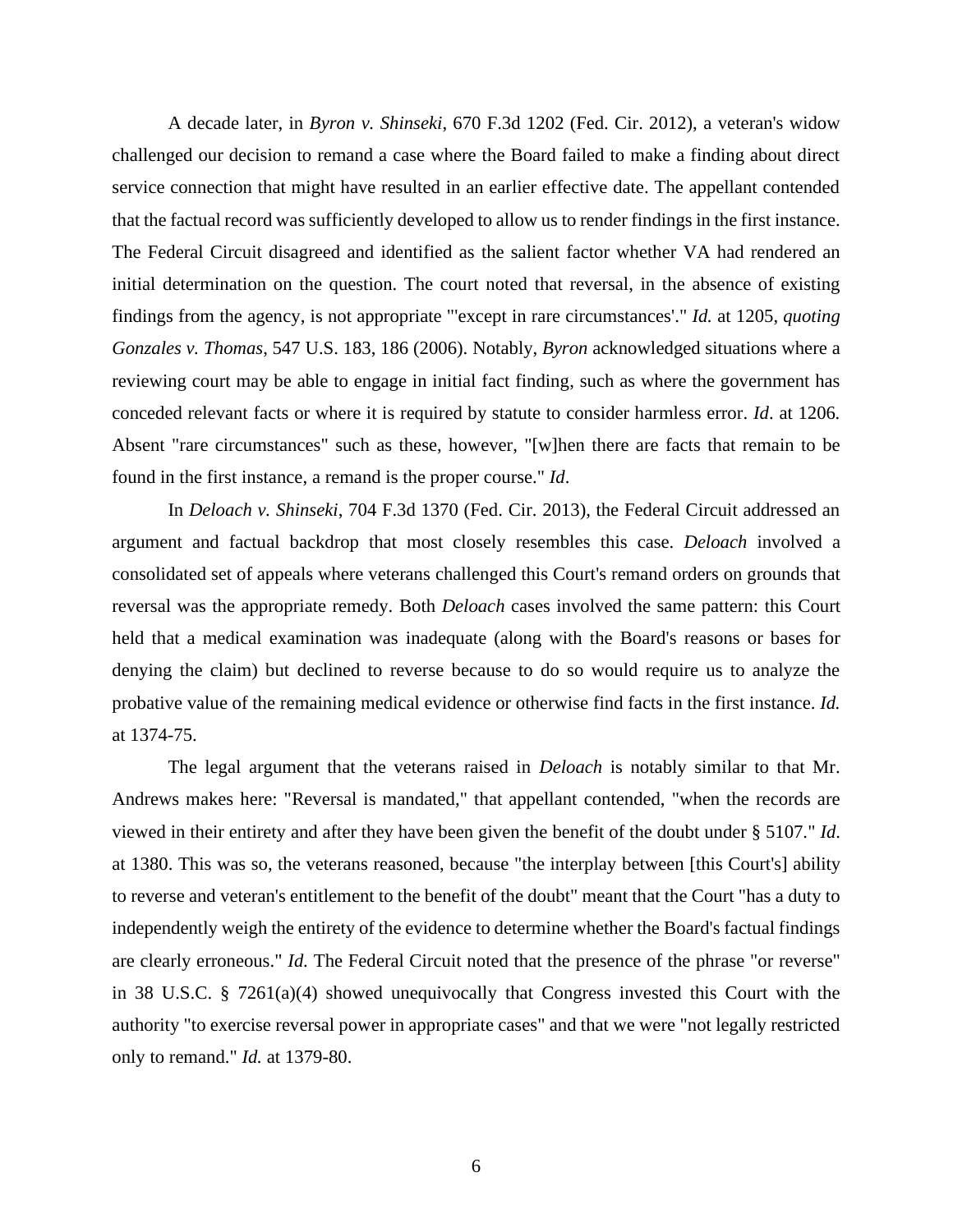A decade later, in *Byron v. Shinseki*, 670 F.3d 1202 (Fed. Cir. 2012), a veteran's widow challenged our decision to remand a case where the Board failed to make a finding about direct service connection that might have resulted in an earlier effective date. The appellant contended that the factual record was sufficiently developed to allow us to render findings in the first instance. The Federal Circuit disagreed and identified as the salient factor whether VA had rendered an initial determination on the question. The court noted that reversal, in the absence of existing findings from the agency, is not appropriate "'except in rare circumstances'." *Id.* at 1205, *quoting Gonzales v. Thomas*, 547 U.S. 183, 186 (2006). Notably, *Byron* acknowledged situations where a reviewing court may be able to engage in initial fact finding, such as where the government has conceded relevant facts or where it is required by statute to consider harmless error. *Id*. at 1206. Absent "rare circumstances" such as these, however, "[w]hen there are facts that remain to be found in the first instance, a remand is the proper course." *Id*.

In *Deloach v. Shinseki*, 704 F.3d 1370 (Fed. Cir. 2013), the Federal Circuit addressed an argument and factual backdrop that most closely resembles this case. *Deloach* involved a consolidated set of appeals where veterans challenged this Court's remand orders on grounds that reversal was the appropriate remedy. Both *Deloach* cases involved the same pattern: this Court held that a medical examination was inadequate (along with the Board's reasons or bases for denying the claim) but declined to reverse because to do so would require us to analyze the probative value of the remaining medical evidence or otherwise find facts in the first instance. *Id.* at 1374-75.

The legal argument that the veterans raised in *Deloach* is notably similar to that Mr. Andrews makes here: "Reversal is mandated," that appellant contended, "when the records are viewed in their entirety and after they have been given the benefit of the doubt under § 5107." *Id.* at 1380. This was so, the veterans reasoned, because "the interplay between [this Court's] ability to reverse and veteran's entitlement to the benefit of the doubt" meant that the Court "has a duty to independently weigh the entirety of the evidence to determine whether the Board's factual findings are clearly erroneous." *Id.* The Federal Circuit noted that the presence of the phrase "or reverse" in 38 U.S.C. § 7261(a)(4) showed unequivocally that Congress invested this Court with the authority "to exercise reversal power in appropriate cases" and that we were "not legally restricted only to remand." *Id.* at 1379-80.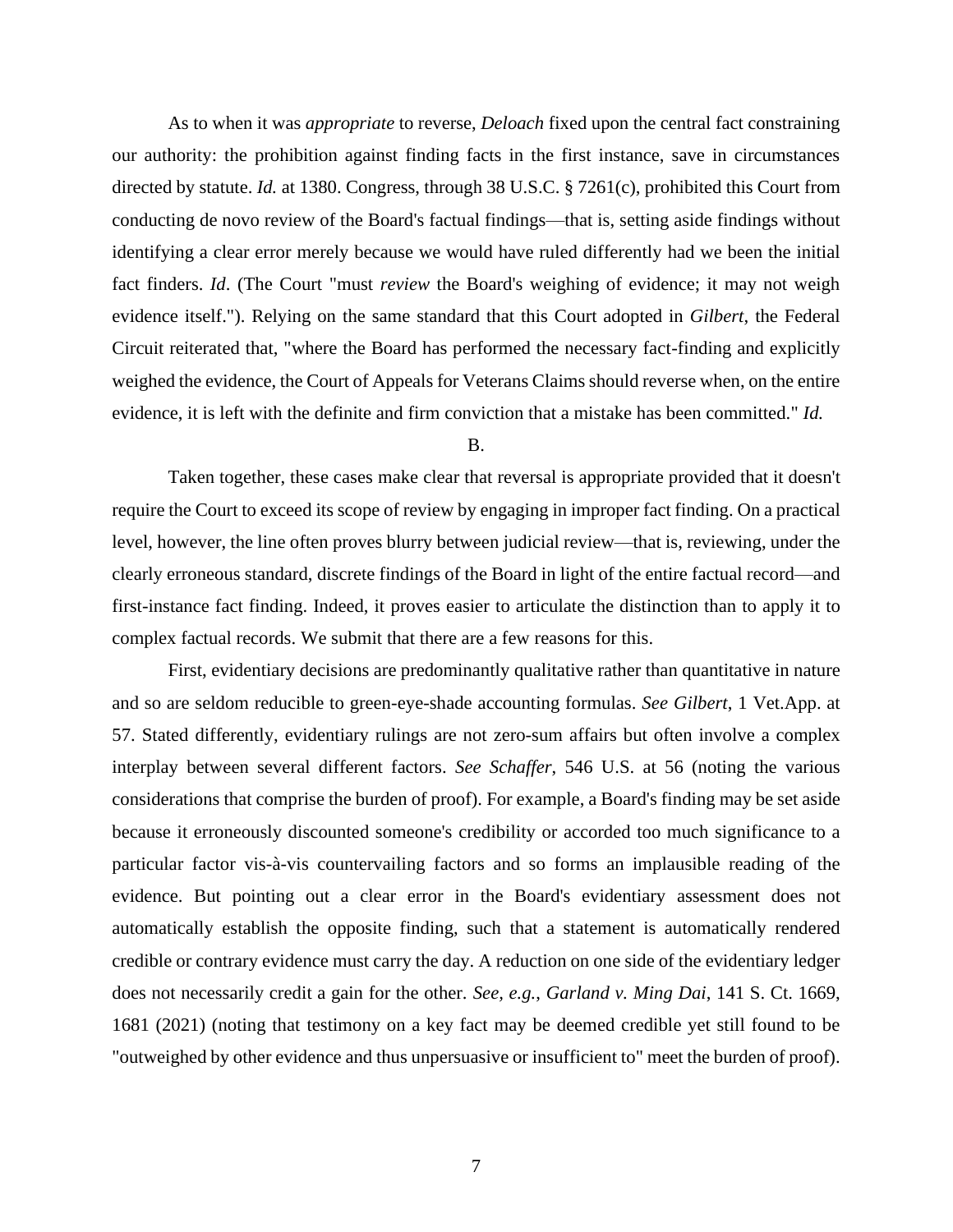As to when it was *appropriate* to reverse, *Deloach* fixed upon the central fact constraining our authority: the prohibition against finding facts in the first instance, save in circumstances directed by statute. *Id.* at 1380. Congress, through 38 U.S.C. § 7261(c), prohibited this Court from conducting de novo review of the Board's factual findings—that is, setting aside findings without identifying a clear error merely because we would have ruled differently had we been the initial fact finders. *Id*. (The Court "must *review* the Board's weighing of evidence; it may not weigh evidence itself."). Relying on the same standard that this Court adopted in *Gilbert*, the Federal Circuit reiterated that, "where the Board has performed the necessary fact-finding and explicitly weighed the evidence, the Court of Appeals for Veterans Claims should reverse when, on the entire evidence, it is left with the definite and firm conviction that a mistake has been committed." *Id.*

B.

Taken together, these cases make clear that reversal is appropriate provided that it doesn't require the Court to exceed its scope of review by engaging in improper fact finding. On a practical level, however, the line often proves blurry between judicial review—that is, reviewing, under the clearly erroneous standard, discrete findings of the Board in light of the entire factual record—and first-instance fact finding. Indeed, it proves easier to articulate the distinction than to apply it to complex factual records. We submit that there are a few reasons for this.

First, evidentiary decisions are predominantly qualitative rather than quantitative in nature and so are seldom reducible to green-eye-shade accounting formulas. *See Gilbert*, 1 Vet.App. at 57. Stated differently, evidentiary rulings are not zero-sum affairs but often involve a complex interplay between several different factors. *See Schaffer*, 546 U.S. at 56 (noting the various considerations that comprise the burden of proof). For example, a Board's finding may be set aside because it erroneously discounted someone's credibility or accorded too much significance to a particular factor vis-à-vis countervailing factors and so forms an implausible reading of the evidence. But pointing out a clear error in the Board's evidentiary assessment does not automatically establish the opposite finding, such that a statement is automatically rendered credible or contrary evidence must carry the day. A reduction on one side of the evidentiary ledger does not necessarily credit a gain for the other. *See, e.g.*, *Garland v. Ming Dai*, 141 S. Ct. 1669, 1681 (2021) (noting that testimony on a key fact may be deemed credible yet still found to be "outweighed by other evidence and thus unpersuasive or insufficient to" meet the burden of proof).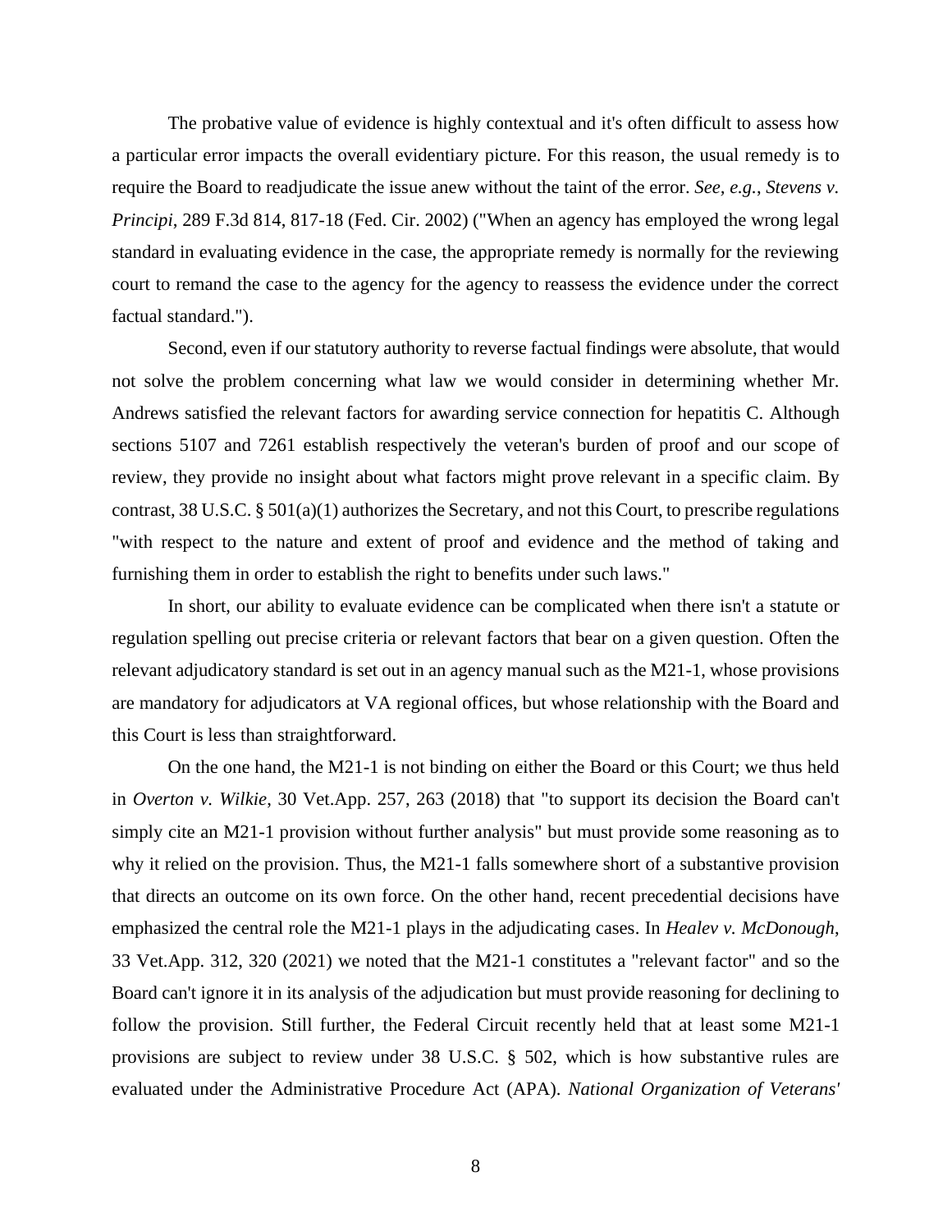The probative value of evidence is highly contextual and it's often difficult to assess how a particular error impacts the overall evidentiary picture. For this reason, the usual remedy is to require the Board to readjudicate the issue anew without the taint of the error. *See, e.g., Stevens v. Principi*, 289 F.3d 814, 817-18 (Fed. Cir. 2002) ("When an agency has employed the wrong legal standard in evaluating evidence in the case, the appropriate remedy is normally for the reviewing court to remand the case to the agency for the agency to reassess the evidence under the correct factual standard.").

Second, even if our statutory authority to reverse factual findings were absolute, that would not solve the problem concerning what law we would consider in determining whether Mr. Andrews satisfied the relevant factors for awarding service connection for hepatitis C. Although sections 5107 and 7261 establish respectively the veteran's burden of proof and our scope of review, they provide no insight about what factors might prove relevant in a specific claim. By contrast, 38 U.S.C. § 501(a)(1) authorizes the Secretary, and not this Court, to prescribe regulations "with respect to the nature and extent of proof and evidence and the method of taking and furnishing them in order to establish the right to benefits under such laws."

In short, our ability to evaluate evidence can be complicated when there isn't a statute or regulation spelling out precise criteria or relevant factors that bear on a given question. Often the relevant adjudicatory standard is set out in an agency manual such as the M21-1, whose provisions are mandatory for adjudicators at VA regional offices, but whose relationship with the Board and this Court is less than straightforward.

On the one hand, the M21-1 is not binding on either the Board or this Court; we thus held in *Overton v. Wilkie*, 30 Vet.App. 257, 263 (2018) that "to support its decision the Board can't simply cite an M21-1 provision without further analysis" but must provide some reasoning as to why it relied on the provision. Thus, the M21-1 falls somewhere short of a substantive provision that directs an outcome on its own force. On the other hand, recent precedential decisions have emphasized the central role the M21-1 plays in the adjudicating cases. In *Healev v. McDonough*, 33 Vet.App. 312, 320 (2021) we noted that the M21-1 constitutes a "relevant factor" and so the Board can't ignore it in its analysis of the adjudication but must provide reasoning for declining to follow the provision. Still further, the Federal Circuit recently held that at least some M21-1 provisions are subject to review under 38 U.S.C. § 502, which is how substantive rules are evaluated under the Administrative Procedure Act (APA). *National Organization of Veterans'*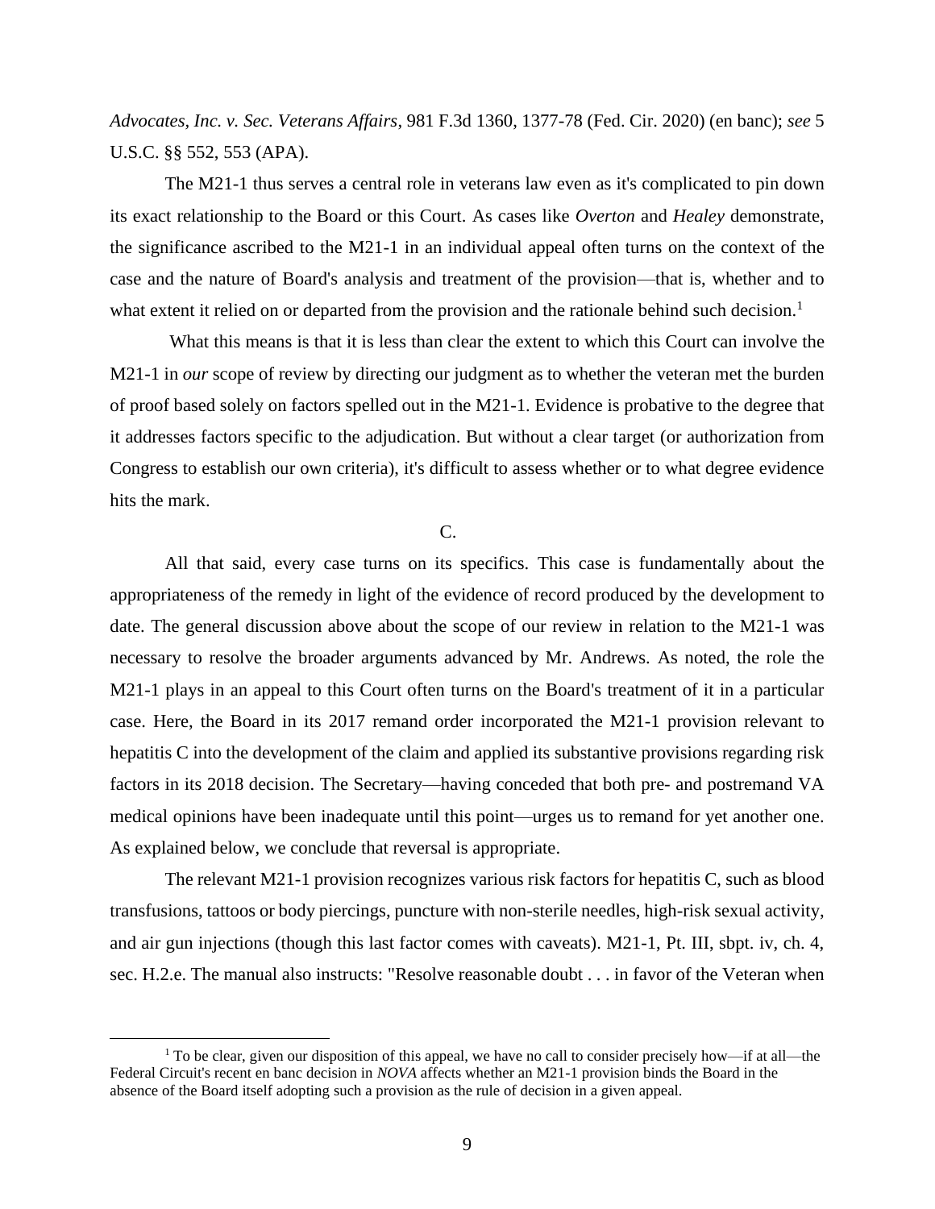*Advocates, Inc. v. Sec. Veterans Affairs*, 981 F.3d 1360, 1377-78 (Fed. Cir. 2020) (en banc); *see* 5 U.S.C. §§ 552, 553 (APA).

The M21-1 thus serves a central role in veterans law even as it's complicated to pin down its exact relationship to the Board or this Court. As cases like *Overton* and *Healey* demonstrate, the significance ascribed to the M21-1 in an individual appeal often turns on the context of the case and the nature of Board's analysis and treatment of the provision—that is, whether and to what extent it relied on or departed from the provision and the rationale behind such decision.[1]

What this means is that it is less than clear the extent to which this Court can involve the M21-1 in *our* scope of review by directing our judgment as to whether the veteran met the burden of proof based solely on factors spelled out in the M21-1. Evidence is probative to the degree that it addresses factors specific to the adjudication. But without a clear target (or authorization from Congress to establish our own criteria), it's difficult to assess whether or to what degree evidence hits the mark.

C.

All that said, every case turns on its specifics. This case is fundamentally about the appropriateness of the remedy in light of the evidence of record produced by the development to date. The general discussion above about the scope of our review in relation to the M21-1 was necessary to resolve the broader arguments advanced by Mr. Andrews. As noted, the role the M21-1 plays in an appeal to this Court often turns on the Board's treatment of it in a particular case. Here, the Board in its 2017 remand order incorporated the M21-1 provision relevant to hepatitis C into the development of the claim and applied its substantive provisions regarding risk factors in its 2018 decision. The Secretary—having conceded that both pre- and postremand VA medical opinions have been inadequate until this point—urges us to remand for yet another one. As explained below, we conclude that reversal is appropriate.

The relevant M21-1 provision recognizes various risk factors for hepatitis C, such as blood transfusions, tattoos or body piercings, puncture with non-sterile needles, high-risk sexual activity, and air gun injections (though this last factor comes with caveats). M21-1, Pt. III, sbpt. iv, ch. 4, sec. H.2.e. The manual also instructs: "Resolve reasonable doubt . . . in favor of the Veteran when

[1] To be clear, given our disposition of this appeal, we have no call to consider precisely how—if at all—the Federal Circuit's recent en banc decision in *NOVA* affects whether an M21-1 provision binds the Board in the absence of the Board itself adopting such a provision as the rule of decision in a given appeal.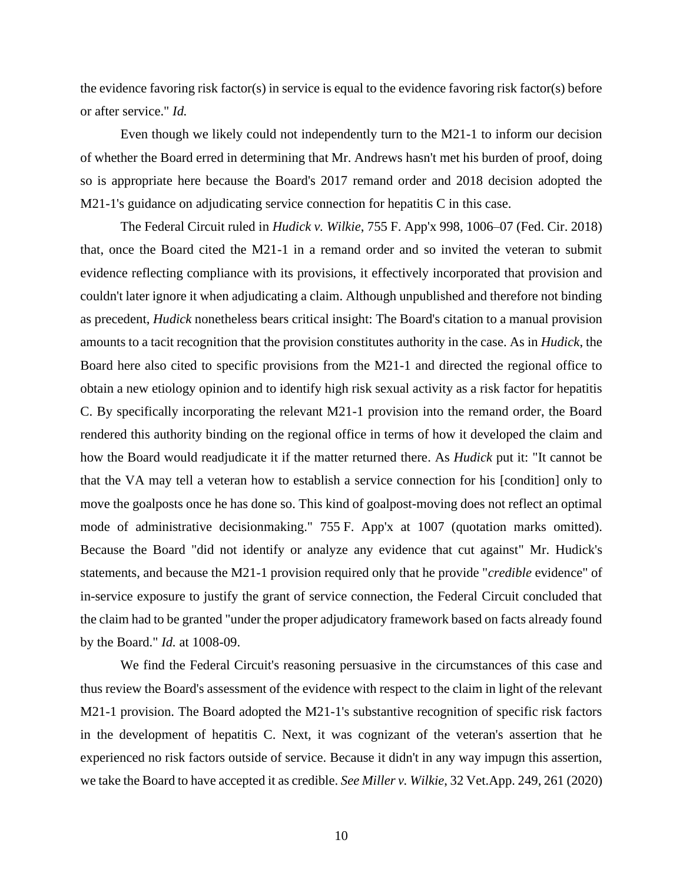the evidence favoring risk factor(s) in service is equal to the evidence favoring risk factor(s) before or after service." *Id.*

Even though we likely could not independently turn to the M21-1 to inform our decision of whether the Board erred in determining that Mr. Andrews hasn't met his burden of proof, doing so is appropriate here because the Board's 2017 remand order and 2018 decision adopted the M21-1's guidance on adjudicating service connection for hepatitis C in this case.

The Federal Circuit ruled in *Hudick v. Wilkie*, 755 F. App'x 998, 1006–07 (Fed. Cir. 2018) that, once the Board cited the M21-1 in a remand order and so invited the veteran to submit evidence reflecting compliance with its provisions, it effectively incorporated that provision and couldn't later ignore it when adjudicating a claim. Although unpublished and therefore not binding as precedent, *Hudick* nonetheless bears critical insight: The Board's citation to a manual provision amounts to a tacit recognition that the provision constitutes authority in the case. As in *Hudick*, the Board here also cited to specific provisions from the M21-1 and directed the regional office to obtain a new etiology opinion and to identify high risk sexual activity as a risk factor for hepatitis C. By specifically incorporating the relevant M21-1 provision into the remand order, the Board rendered this authority binding on the regional office in terms of how it developed the claim and how the Board would readjudicate it if the matter returned there. As *Hudick* put it: "It cannot be that the VA may tell a veteran how to establish a service connection for his [condition] only to move the goalposts once he has done so. This kind of goalpost-moving does not reflect an optimal mode of administrative decisionmaking." 755 F. App'x at 1007 (quotation marks omitted). Because the Board "did not identify or analyze any evidence that cut against" Mr. Hudick's statements, and because the M21-1 provision required only that he provide "*credible* evidence" of in-service exposure to justify the grant of service connection, the Federal Circuit concluded that the claim had to be granted "under the proper adjudicatory framework based on facts already found by the Board." *Id.* at 1008-09.

We find the Federal Circuit's reasoning persuasive in the circumstances of this case and thus review the Board's assessment of the evidence with respect to the claim in light of the relevant M21-1 provision. The Board adopted the M21-1's substantive recognition of specific risk factors in the development of hepatitis C. Next, it was cognizant of the veteran's assertion that he experienced no risk factors outside of service. Because it didn't in any way impugn this assertion, we take the Board to have accepted it as credible. *See Miller v. Wilkie*, 32 Vet.App. 249, 261 (2020)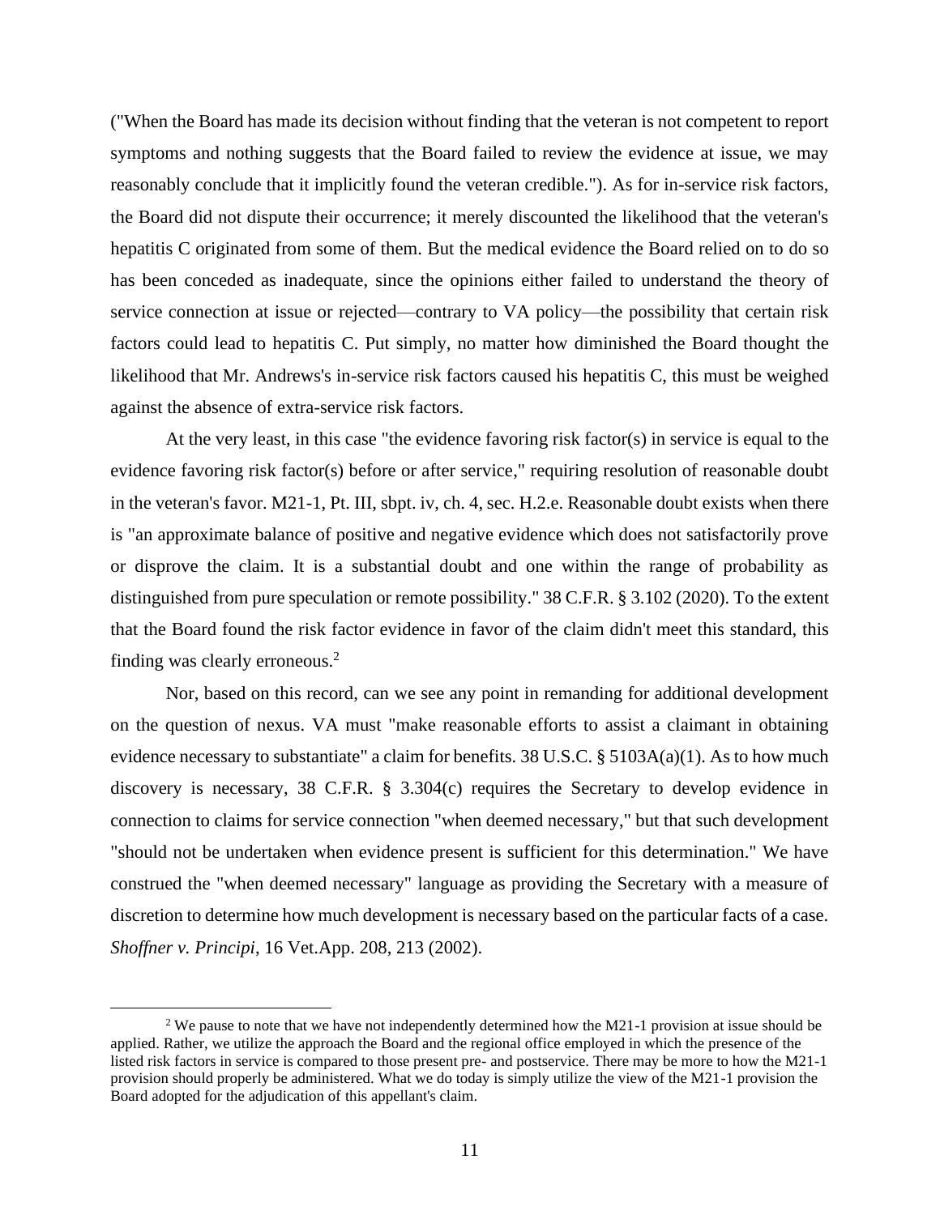("When the Board has made its decision without finding that the veteran is not competent to report symptoms and nothing suggests that the Board failed to review the evidence at issue, we may reasonably conclude that it implicitly found the veteran credible."). As for in-service risk factors, the Board did not dispute their occurrence; it merely discounted the likelihood that the veteran's hepatitis C originated from some of them. But the medical evidence the Board relied on to do so has been conceded as inadequate, since the opinions either failed to understand the theory of service connection at issue or rejected—contrary to VA policy—the possibility that certain risk factors could lead to hepatitis C. Put simply, no matter how diminished the Board thought the likelihood that Mr. Andrews's in-service risk factors caused his hepatitis C, this must be weighed against the absence of extra-service risk factors.

At the very least, in this case "the evidence favoring risk factor(s) in service is equal to the evidence favoring risk factor(s) before or after service," requiring resolution of reasonable doubt in the veteran's favor. M21-1, Pt. III, sbpt. iv, ch. 4, sec. H.2.e. Reasonable doubt exists when there is "an approximate balance of positive and negative evidence which does not satisfactorily prove or disprove the claim. It is a substantial doubt and one within the range of probability as distinguished from pure speculation or remote possibility." 38 C.F.R. § 3.102 (2020). To the extent that the Board found the risk factor evidence in favor of the claim didn't meet this standard, this finding was clearly erroneous.[2]

Nor, based on this record, can we see any point in remanding for additional development on the question of nexus. VA must "make reasonable efforts to assist a claimant in obtaining evidence necessary to substantiate" a claim for benefits. 38 U.S.C. § 5103A(a)(1). As to how much discovery is necessary, 38 C.F.R. § 3.304(c) requires the Secretary to develop evidence in connection to claims for service connection "when deemed necessary," but that such development "should not be undertaken when evidence present is sufficient for this determination." We have construed the "when deemed necessary" language as providing the Secretary with a measure of discretion to determine how much development is necessary based on the particular facts of a case. *Shoffner v. Principi*, 16 Vet.App. 208, 213 (2002).

[2] We pause to note that we have not independently determined how the M21-1 provision at issue should be applied. Rather, we utilize the approach the Board and the regional office employed in which the presence of the listed risk factors in service is compared to those present pre- and postservice. There may be more to how the M21-1 provision should properly be administered. What we do today is simply utilize the view of the M21-1 provision the Board adopted for the adjudication of this appellant's claim.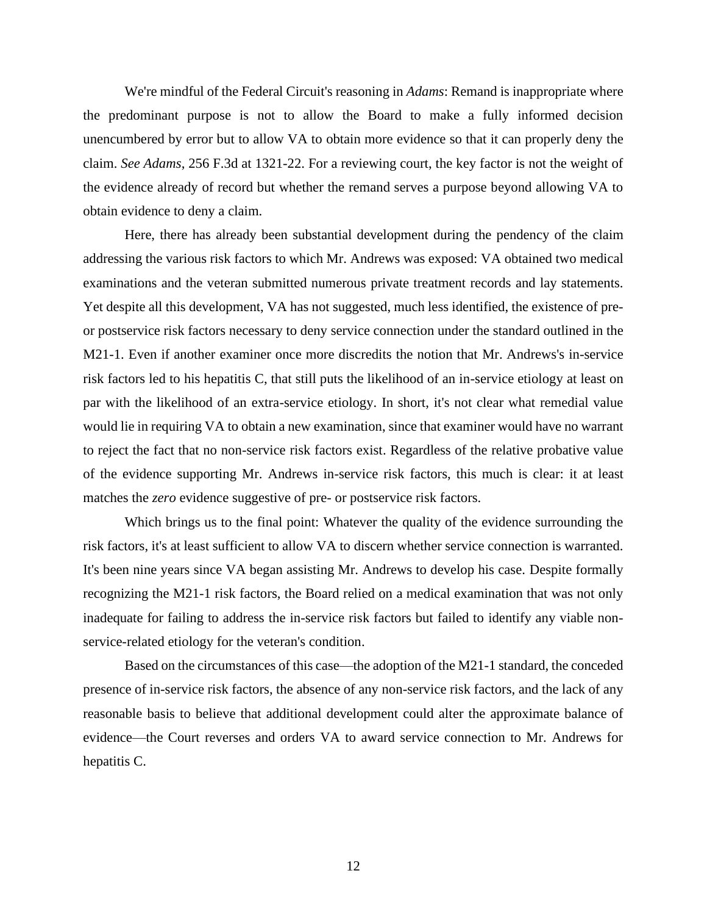We're mindful of the Federal Circuit's reasoning in *Adams*: Remand is inappropriate where the predominant purpose is not to allow the Board to make a fully informed decision unencumbered by error but to allow VA to obtain more evidence so that it can properly deny the claim. *See Adams*, 256 F.3d at 1321-22. For a reviewing court, the key factor is not the weight of the evidence already of record but whether the remand serves a purpose beyond allowing VA to obtain evidence to deny a claim.

Here, there has already been substantial development during the pendency of the claim addressing the various risk factors to which Mr. Andrews was exposed: VA obtained two medical examinations and the veteran submitted numerous private treatment records and lay statements. Yet despite all this development, VA has not suggested, much less identified, the existence of pre- or postservice risk factors necessary to deny service connection under the standard outlined in the M21-1. Even if another examiner once more discredits the notion that Mr. Andrews's in-service risk factors led to his hepatitis C, that still puts the likelihood of an in-service etiology at least on par with the likelihood of an extra-service etiology. In short, it's not clear what remedial value would lie in requiring VA to obtain a new examination, since that examiner would have no warrant to reject the fact that no non-service risk factors exist. Regardless of the relative probative value of the evidence supporting Mr. Andrews in-service risk factors, this much is clear: it at least matches the *zero* evidence suggestive of pre- or postservice risk factors.

Which brings us to the final point: Whatever the quality of the evidence surrounding the risk factors, it's at least sufficient to allow VA to discern whether service connection is warranted. It's been nine years since VA began assisting Mr. Andrews to develop his case. Despite formally recognizing the M21-1 risk factors, the Board relied on a medical examination that was not only inadequate for failing to address the in-service risk factors but failed to identify any viable non-service-related etiology for the veteran's condition.

Based on the circumstances of this case—the adoption of the M21-1 standard, the conceded presence of in-service risk factors, the absence of any non-service risk factors, and the lack of any reasonable basis to believe that additional development could alter the approximate balance of evidence—the Court reverses and orders VA to award service connection to Mr. Andrews for hepatitis C.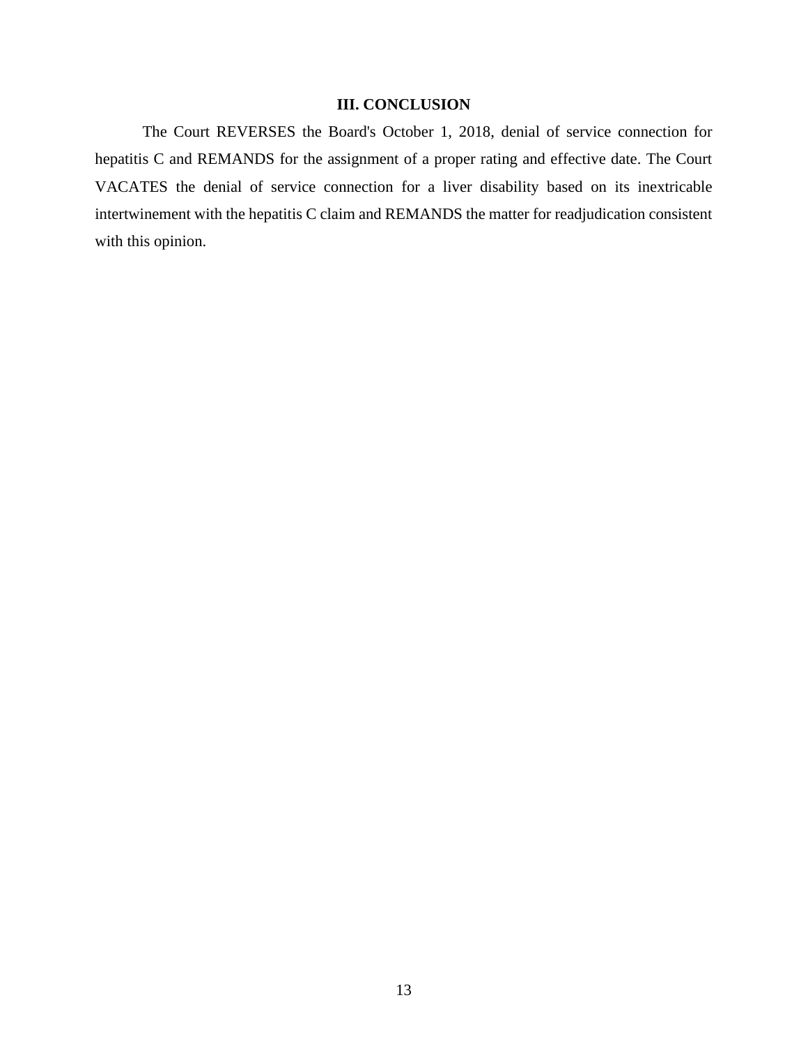## III. CONCLUSION

The Court REVERSES the Board's October 1, 2018, denial of service connection for hepatitis C and REMANDS for the assignment of a proper rating and effective date. The Court VACATES the denial of service connection for a liver disability based on its inextricable intertwinement with the hepatitis C claim and REMANDS the matter for readjudication consistent with this opinion.